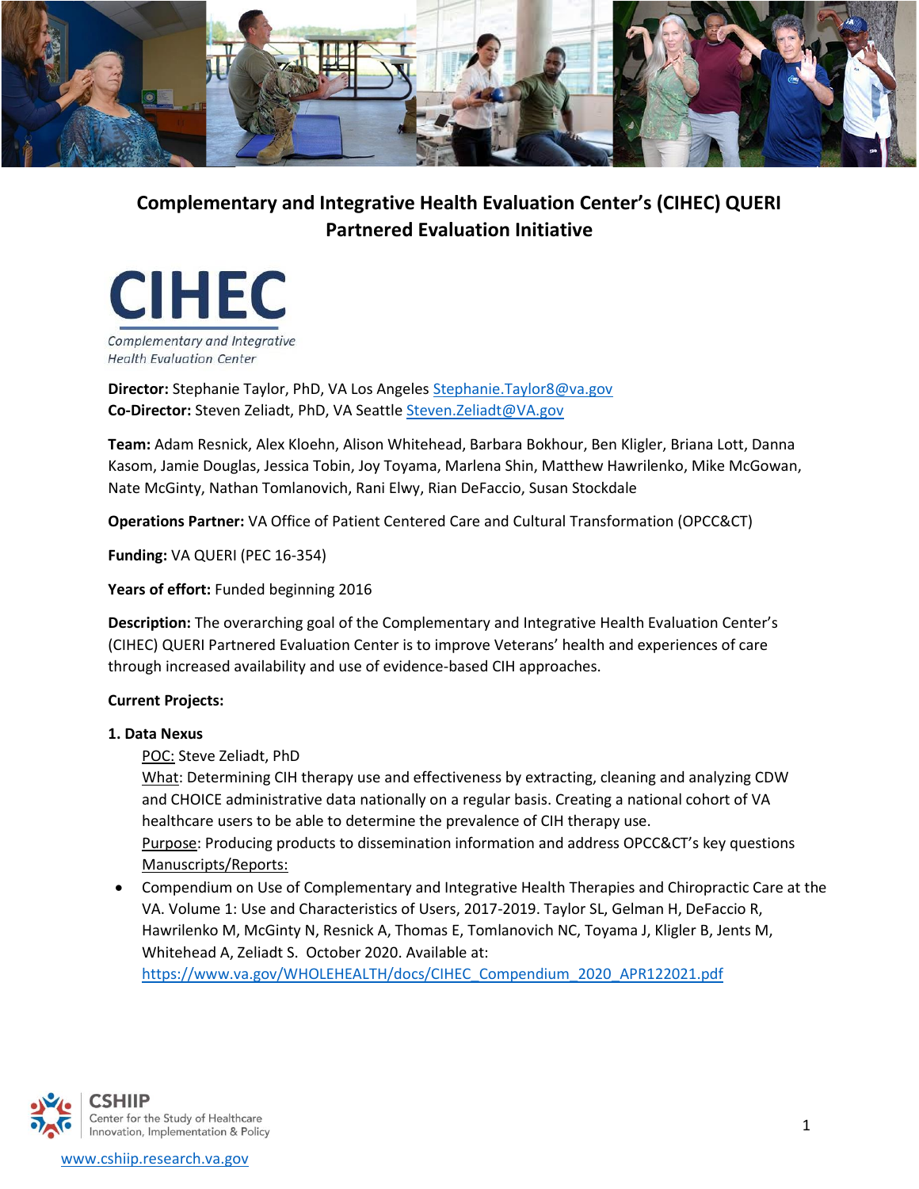# Complementary and Integrative Health Evaluation Center's (CIHEC) QUERI Partnered Evaluation Initiative

CIHEC
Complementary and Integrative Health Evaluation Center

**Director:** Stephanie Taylor, PhD, VA Los Angeles Stephanie.Taylor8@va.gov
**Co-Director:** Steven Zeliadt, PhD, VA Seattle Steven.Zeliadt@VA.gov

**Team:** Adam Resnick, Alex Kloehn, Alison Whitehead, Barbara Bokhour, Ben Kligler, Briana Lott, Danna Kasom, Jamie Douglas, Jessica Tobin, Joy Toyama, Marlena Shin, Matthew Hawrilenko, Mike McGowan, Nate McGinty, Nathan Tomlanovich, Rani Elwy, Rian DeFaccio, Susan Stockdale

**Operations Partner:** VA Office of Patient Centered Care and Cultural Transformation (OPCC&CT)

**Funding:** VA QUERI (PEC 16-354)

**Years of effort:** Funded beginning 2016

**Description:** The overarching goal of the Complementary and Integrative Health Evaluation Center's (CIHEC) QUERI Partnered Evaluation Center is to improve Veterans' health and experiences of care through increased availability and use of evidence-based CIH approaches.

**Current Projects:**

**1. Data Nexus**

POC: Steve Zeliadt, PhD
What: Determining CIH therapy use and effectiveness by extracting, cleaning and analyzing CDW and CHOICE administrative data nationally on a regular basis. Creating a national cohort of VA healthcare users to be able to determine the prevalence of CIH therapy use.
Purpose: Producing products to dissemination information and address OPCC&CT's key questions
Manuscripts/Reports:

- Compendium on Use of Complementary and Integrative Health Therapies and Chiropractic Care at the VA. Volume 1: Use and Characteristics of Users, 2017-2019. Taylor SL, Gelman H, DeFaccio R, Hawrilenko M, McGinty N, Resnick A, Thomas E, Tomlanovich NC, Toyama J, Kligler B, Jents M, Whitehead A, Zeliadt S. October 2020. Available at: https://www.va.gov/WHOLEHEALTH/docs/CIHEC_Compendium_2020_APR122021.pdf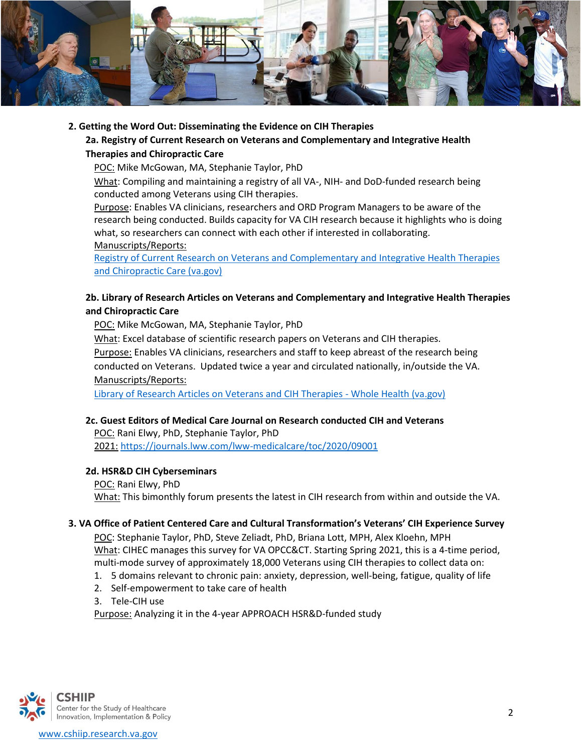## 2. Getting the Word Out: Disseminating the Evidence on CIH Therapies

### 2a. Registry of Current Research on Veterans and Complementary and Integrative Health Therapies and Chiropractic Care

POC: Mike McGowan, MA, Stephanie Taylor, PhD

What: Compiling and maintaining a registry of all VA-, NIH- and DoD-funded research being conducted among Veterans using CIH therapies.

Purpose: Enables VA clinicians, researchers and ORD Program Managers to be aware of the research being conducted. Builds capacity for VA CIH research because it highlights who is doing what, so researchers can connect with each other if interested in collaborating.

Manuscripts/Reports:

[Registry of Current Research on Veterans and Complementary and Integrative Health Therapies and Chiropractic Care (va.gov)]

### 2b. Library of Research Articles on Veterans and Complementary and Integrative Health Therapies and Chiropractic Care

POC: Mike McGowan, MA, Stephanie Taylor, PhD

What: Excel database of scientific research papers on Veterans and CIH therapies.

Purpose: Enables VA clinicians, researchers and staff to keep abreast of the research being conducted on Veterans. Updated twice a year and circulated nationally, in/outside the VA.

Manuscripts/Reports:

[Library of Research Articles on Veterans and CIH Therapies - Whole Health (va.gov)]

### 2c. Guest Editors of Medical Care Journal on Research conducted CIH and Veterans

POC: Rani Elwy, PhD, Stephanie Taylor, PhD

2021: https://journals.lww.com/lww-medicalcare/toc/2020/09001

### 2d. HSR&D CIH Cyberseminars

POC: Rani Elwy, PhD

What: This bimonthly forum presents the latest in CIH research from within and outside the VA.

## 3. VA Office of Patient Centered Care and Cultural Transformation's Veterans' CIH Experience Survey

POC: Stephanie Taylor, PhD, Steve Zeliadt, PhD, Briana Lott, MPH, Alex Kloehn, MPH

What: CIHEC manages this survey for VA OPCC&CT. Starting Spring 2021, this is a 4-time period, multi-mode survey of approximately 18,000 Veterans using CIH therapies to collect data on:

1. 5 domains relevant to chronic pain: anxiety, depression, well-being, fatigue, quality of life
2. Self-empowerment to take care of health
3. Tele-CIH use

Purpose: Analyzing it in the 4-year APPROACH HSR&D-funded study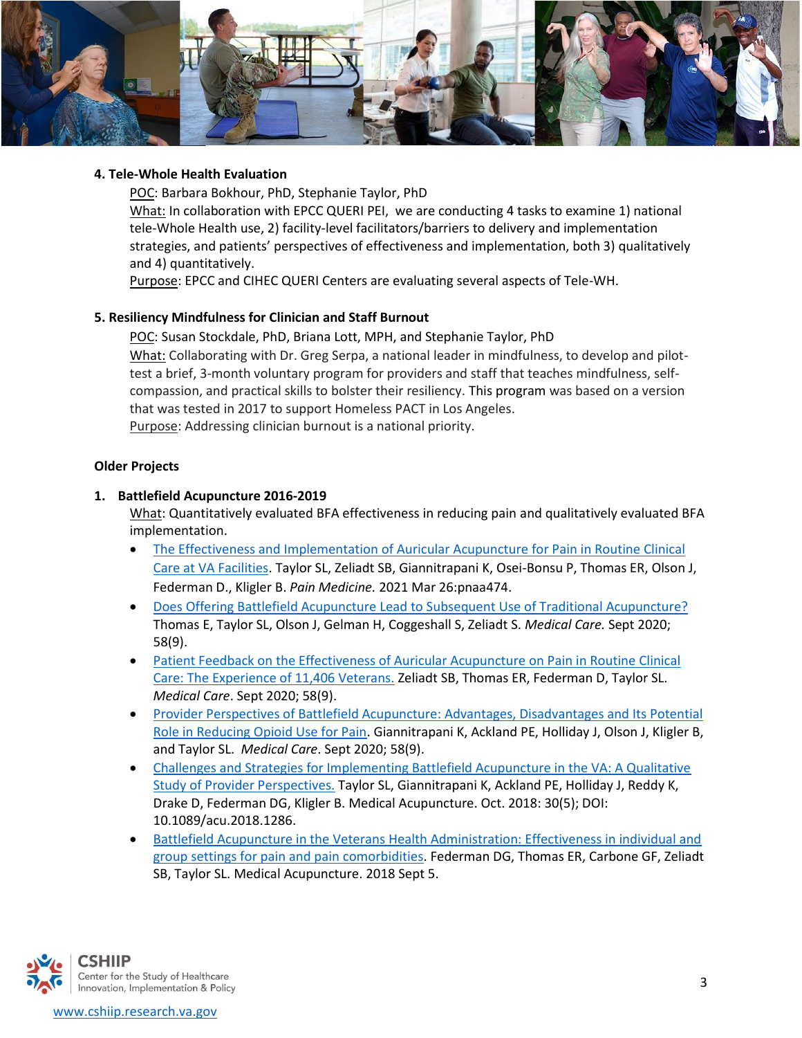**4. Tele-Whole Health Evaluation**

POC: Barbara Bokhour, PhD, Stephanie Taylor, PhD

What: In collaboration with EPCC QUERI PEI, we are conducting 4 tasks to examine 1) national tele-Whole Health use, 2) facility-level facilitators/barriers to delivery and implementation strategies, and patients' perspectives of effectiveness and implementation, both 3) qualitatively and 4) quantitatively.

Purpose: EPCC and CIHEC QUERI Centers are evaluating several aspects of Tele-WH.

**5. Resiliency Mindfulness for Clinician and Staff Burnout**

POC: Susan Stockdale, PhD, Briana Lott, MPH, and Stephanie Taylor, PhD

What: Collaborating with Dr. Greg Serpa, a national leader in mindfulness, to develop and pilot-test a brief, 3-month voluntary program for providers and staff that teaches mindfulness, self-compassion, and practical skills to bolster their resiliency. This program was based on a version that was tested in 2017 to support Homeless PACT in Los Angeles.

Purpose: Addressing clinician burnout is a national priority.

**Older Projects**

**1. Battlefield Acupuncture 2016-2019**

What: Quantitatively evaluated BFA effectiveness in reducing pain and qualitatively evaluated BFA implementation.

- The Effectiveness and Implementation of Auricular Acupuncture for Pain in Routine Clinical Care at VA Facilities. Taylor SL, Zeliadt SB, Giannitrapani K, Osei-Bonsu P, Thomas ER, Olson J, Federman D., Kligler B. *Pain Medicine.* 2021 Mar 26:pnaa474.
- Does Offering Battlefield Acupuncture Lead to Subsequent Use of Traditional Acupuncture? Thomas E, Taylor SL, Olson J, Gelman H, Coggeshall S, Zeliadt S. *Medical Care.* Sept 2020; 58(9).
- Patient Feedback on the Effectiveness of Auricular Acupuncture on Pain in Routine Clinical Care: The Experience of 11,406 Veterans. Zeliadt SB, Thomas ER, Federman D, Taylor SL. *Medical Care*. Sept 2020; 58(9).
- Provider Perspectives of Battlefield Acupuncture: Advantages, Disadvantages and Its Potential Role in Reducing Opioid Use for Pain. Giannitrapani K, Ackland PE, Holliday J, Olson J, Kligler B, and Taylor SL. *Medical Care*. Sept 2020; 58(9).
- Challenges and Strategies for Implementing Battlefield Acupuncture in the VA: A Qualitative Study of Provider Perspectives. Taylor SL, Giannitrapani K, Ackland PE, Holliday J, Reddy K, Drake D, Federman DG, Kligler B. Medical Acupuncture. Oct. 2018: 30(5); DOI: 10.1089/acu.2018.1286.
- Battlefield Acupuncture in the Veterans Health Administration: Effectiveness in individual and group settings for pain and pain comorbidities. Federman DG, Thomas ER, Carbone GF, Zeliadt SB, Taylor SL. Medical Acupuncture. 2018 Sept 5.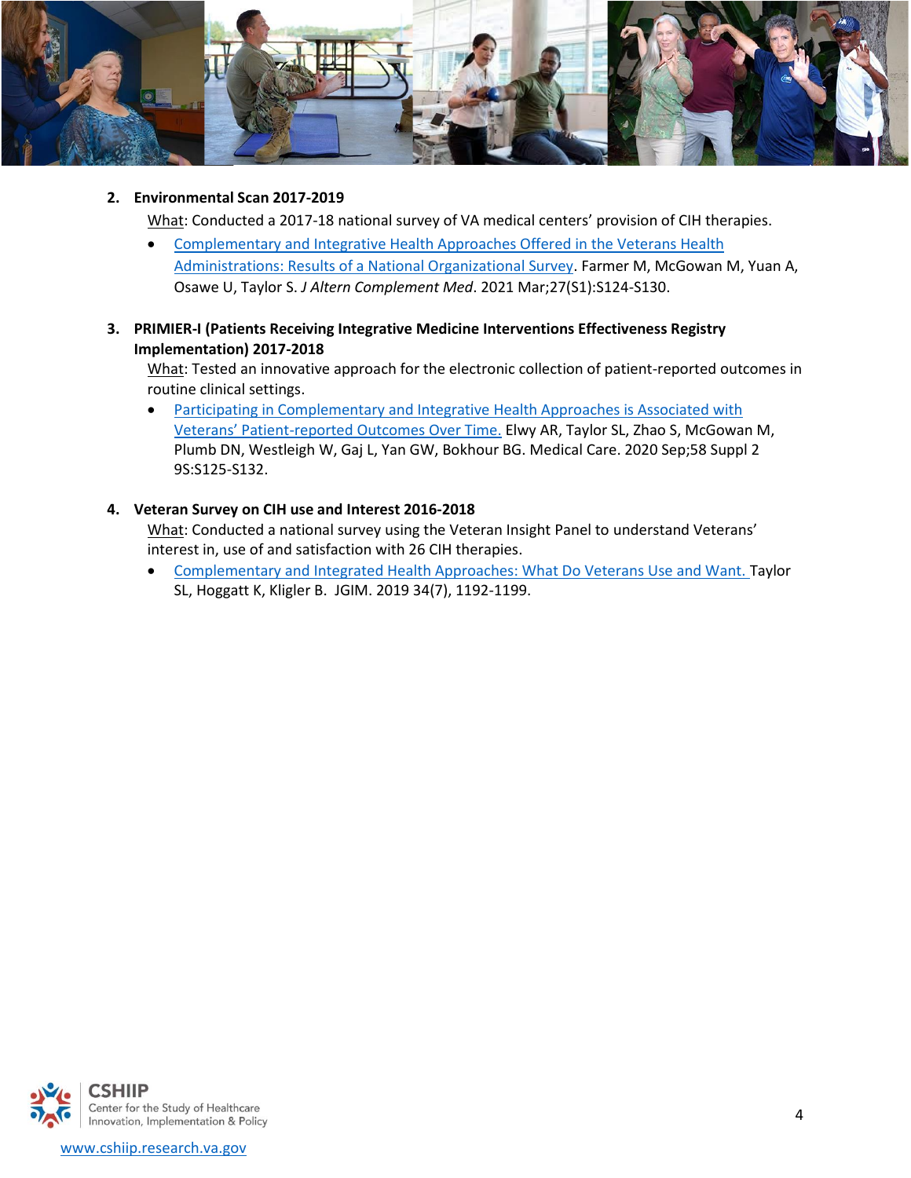2. **Environmental Scan 2017-2019**

   What: Conducted a 2017-18 national survey of VA medical centers' provision of CIH therapies.

   - Complementary and Integrative Health Approaches Offered in the Veterans Health Administrations: Results of a National Organizational Survey. Farmer M, McGowan M, Yuan A, Osawe U, Taylor S. *J Altern Complement Med*. 2021 Mar;27(S1):S124-S130.

3. **PRIMIER-I (Patients Receiving Integrative Medicine Interventions Effectiveness Registry Implementation) 2017-2018**

   What: Tested an innovative approach for the electronic collection of patient-reported outcomes in routine clinical settings.

   - Participating in Complementary and Integrative Health Approaches is Associated with Veterans' Patient-reported Outcomes Over Time. Elwy AR, Taylor SL, Zhao S, McGowan M, Plumb DN, Westleigh W, Gaj L, Yan GW, Bokhour BG. Medical Care. 2020 Sep;58 Suppl 2 9S:S125-S132.

4. **Veteran Survey on CIH use and Interest 2016-2018**

   What: Conducted a national survey using the Veteran Insight Panel to understand Veterans' interest in, use of and satisfaction with 26 CIH therapies.

   - Complementary and Integrated Health Approaches: What Do Veterans Use and Want. Taylor SL, Hoggatt K, Kligler B. JGIM. 2019 34(7), 1192-1199.

CSHIIP
Center for the Study of Healthcare Innovation, Implementation & Policy

www.cshiip.research.va.gov